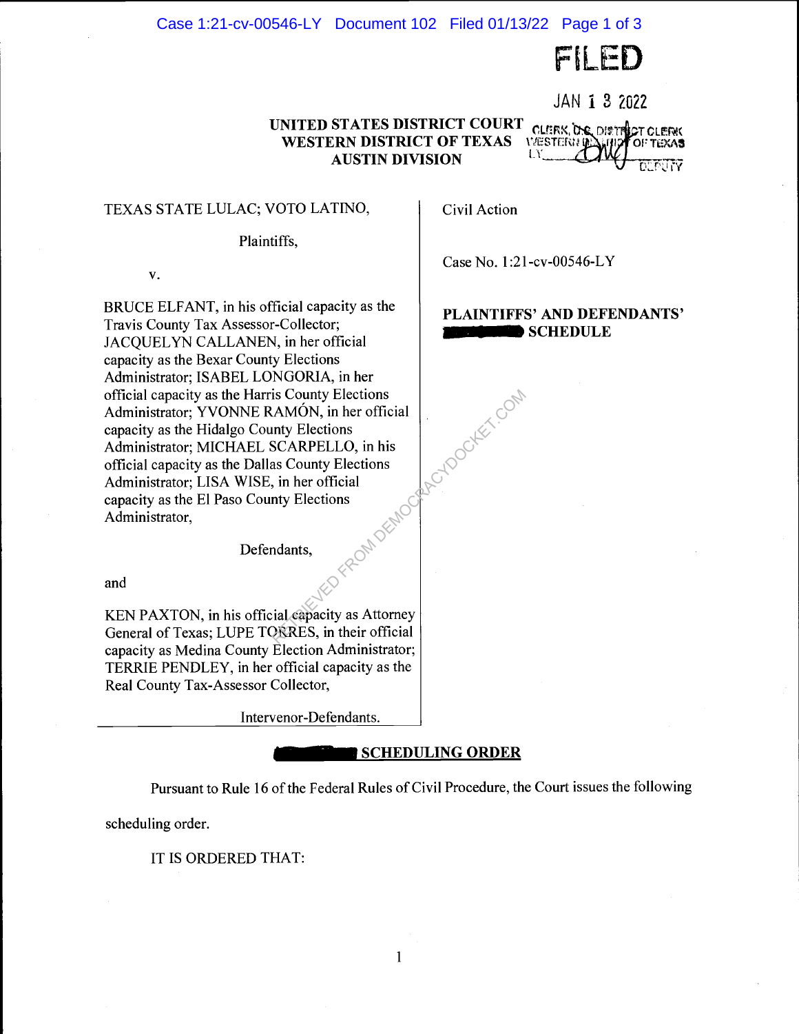FILED

JAN 13 2022

CLERK, U.S. DISTRICT CLERK
WESTERN DISTRICT OF TEXAS
BY ______ DEPUTY

**UNITED STATES DISTRICT COURT**
**WESTERN DISTRICT OF TEXAS**
**AUSTIN DIVISION**

| | |
|---|---|
| TEXAS STATE LULAC; VOTO LATINO,<br><br>Plaintiffs,<br><br>v.<br><br>BRUCE ELFANT, in his official capacity as the Travis County Tax Assessor-Collector; JACQUELYN CALLANEN, in her official capacity as the Bexar County Elections Administrator; ISABEL LONGORIA, in her official capacity as the Harris County Elections Administrator; YVONNE RAMÓN, in her official capacity as the Hidalgo County Elections Administrator; MICHAEL SCARPELLO, in his official capacity as the Dallas County Elections Administrator; LISA WISE, in her official capacity as the El Paso County Elections Administrator,<br><br>Defendants,<br><br>and<br><br>KEN PAXTON, in his official capacity as Attorney General of Texas; LUPE TORRES, in their official capacity as Medina County Election Administrator; TERRIE PENDLEY, in her official capacity as the Real County Tax-Assessor Collector,<br><br>Intervenor-Defendants. | Civil Action<br><br>Case No. 1:21-cv-00546-LY<br><br>**PLAINTIFFS' AND DEFENDANTS' ~~PROPOSED~~ SCHEDULE** |

## ~~PROPOSED~~ SCHEDULING ORDER

Pursuant to Rule 16 of the Federal Rules of Civil Procedure, the Court issues the following scheduling order.

IT IS ORDERED THAT: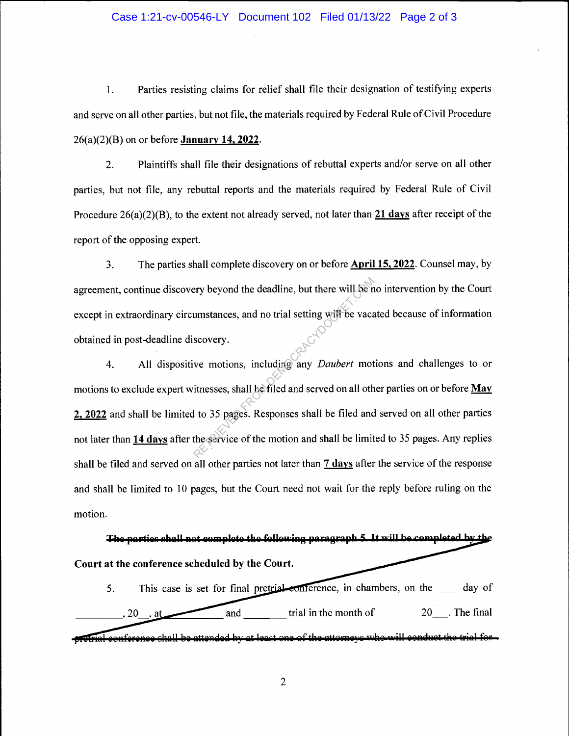1. Parties resisting claims for relief shall file their designation of testifying experts and serve on all other parties, but not file, the materials required by Federal Rule of Civil Procedure 26(a)(2)(B) on or before **January 14, 2022**.

2. Plaintiffs shall file their designations of rebuttal experts and/or serve on all other parties, but not file, any rebuttal reports and the materials required by Federal Rule of Civil Procedure 26(a)(2)(B), to the extent not already served, not later than **21 days** after receipt of the report of the opposing expert.

3. The parties shall complete discovery on or before **April 15, 2022**. Counsel may, by agreement, continue discovery beyond the deadline, but there will be no intervention by the Court except in extraordinary circumstances, and no trial setting will be vacated because of information obtained in post-deadline discovery.

4. All dispositive motions, including any *Daubert* motions and challenges to or motions to exclude expert witnesses, shall be filed and served on all other parties on or before **May 2, 2022** and shall be limited to 35 pages. Responses shall be filed and served on all other parties not later than **14 days** after the service of the motion and shall be limited to 35 pages. Any replies shall be filed and served on all other parties not later than **7 days** after the service of the response and shall be limited to 10 pages, but the Court need not wait for the reply before ruling on the motion.

~~**The parties shall not complete the following paragraph 5. It will be completed by the Court at the conference scheduled by the Court.**~~

~~5. This case is set for final pretrial conference, in chambers, on the ____ day of ________, 20__, at ________ and _______ trial in the month of ________ 20___. The final pretrial conference shall be attended by at least one of the attorneys who will conduct the trial for~~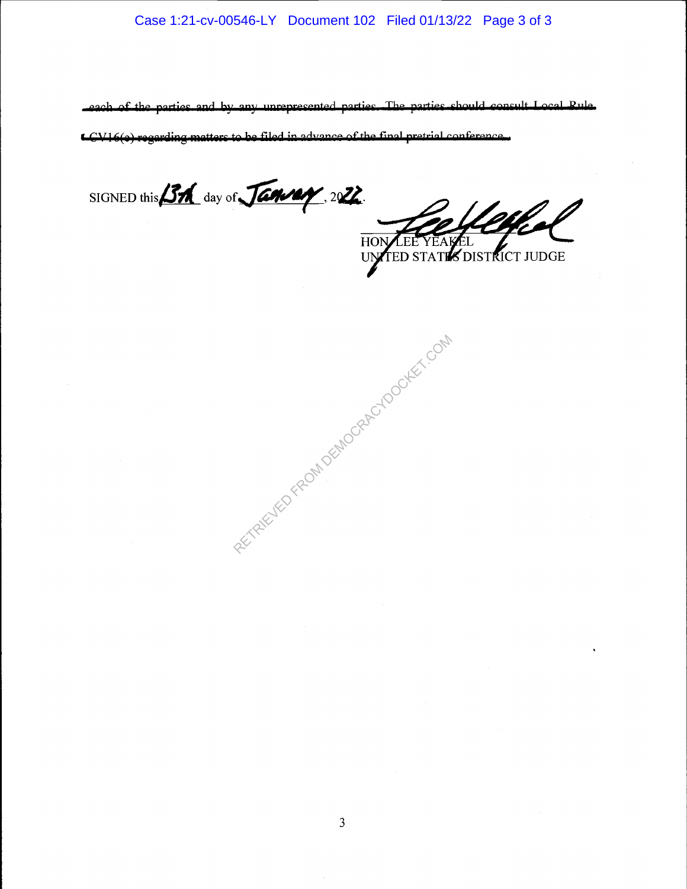~~each of the parties and by any unrepresented parties. The parties should consult Local Rule CV16(e) regarding matters to be filed in advance of the final pretrial conference.~~

SIGNED this 13th day of January, 2022.

HON. LEE YEAKEL
UNITED STATES DISTRICT JUDGE

RETRIEVED FROM DEMOCRACYDOCKET.COM